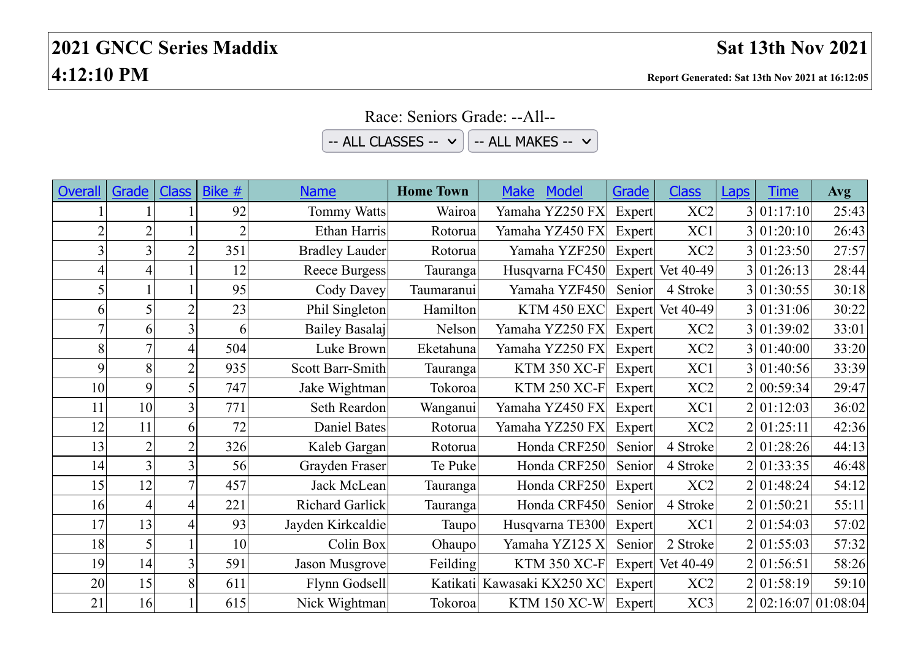# 2021 GNCC Series Maddix

# Sat 13th Nov 2021

**4:12:10 PM**

**Report Generated: Sat 13th Nov 2021 at 16:12:05**

Race: Seniors Grade: --All--

-- ALL CLASSES -- -- ALL MAKES --

| Overall | Grade | Class | Bike # | Name | Home Town | Make Model | Grade | Class | Laps | Time | Avg |
|---|---|---|---|---|---|---|---|---|---|---|---|
| 1 | 1 | 1 | 92 | Tommy Watts | Wairoa | Yamaha YZ250 FX | Expert | XC2 | 3 | 01:17:10 | 25:43 |
| 2 | 2 | 1 | 2 | Ethan Harris | Rotorua | Yamaha YZ450 FX | Expert | XC1 | 3 | 01:20:10 | 26:43 |
| 3 | 3 | 2 | 351 | Bradley Lauder | Rotorua | Yamaha YZF250 | Expert | XC2 | 3 | 01:23:50 | 27:57 |
| 4 | 4 | 1 | 12 | Reece Burgess | Tauranga | Husqvarna FC450 | Expert | Vet 40-49 | 3 | 01:26:13 | 28:44 |
| 5 | 1 | 1 | 95 | Cody Davey | Taumaranui | Yamaha YZF450 | Senior | 4 Stroke | 3 | 01:30:55 | 30:18 |
| 6 | 5 | 2 | 23 | Phil Singleton | Hamilton | KTM 450 EXC | Expert | Vet 40-49 | 3 | 01:31:06 | 30:22 |
| 7 | 6 | 3 | 6 | Bailey Basalaj | Nelson | Yamaha YZ250 FX | Expert | XC2 | 3 | 01:39:02 | 33:01 |
| 8 | 7 | 4 | 504 | Luke Brown | Eketahuna | Yamaha YZ250 FX | Expert | XC2 | 3 | 01:40:00 | 33:20 |
| 9 | 8 | 2 | 935 | Scott Barr-Smith | Tauranga | KTM 350 XC-F | Expert | XC1 | 3 | 01:40:56 | 33:39 |
| 10 | 9 | 5 | 747 | Jake Wightman | Tokoroa | KTM 250 XC-F | Expert | XC2 | 2 | 00:59:34 | 29:47 |
| 11 | 10 | 3 | 771 | Seth Reardon | Wanganui | Yamaha YZ450 FX | Expert | XC1 | 2 | 01:12:03 | 36:02 |
| 12 | 11 | 6 | 72 | Daniel Bates | Rotorua | Yamaha YZ250 FX | Expert | XC2 | 2 | 01:25:11 | 42:36 |
| 13 | 2 | 2 | 326 | Kaleb Gargan | Rotorua | Honda CRF250 | Senior | 4 Stroke | 2 | 01:28:26 | 44:13 |
| 14 | 3 | 3 | 56 | Grayden Fraser | Te Puke | Honda CRF250 | Senior | 4 Stroke | 2 | 01:33:35 | 46:48 |
| 15 | 12 | 7 | 457 | Jack McLean | Tauranga | Honda CRF250 | Expert | XC2 | 2 | 01:48:24 | 54:12 |
| 16 | 4 | 4 | 221 | Richard Garlick | Tauranga | Honda CRF450 | Senior | 4 Stroke | 2 | 01:50:21 | 55:11 |
| 17 | 13 | 4 | 93 | Jayden Kirkcaldie | Taupo | Husqvarna TE300 | Expert | XC1 | 2 | 01:54:03 | 57:02 |
| 18 | 5 | 1 | 10 | Colin Box | Ohaupo | Yamaha YZ125 X | Senior | 2 Stroke | 2 | 01:55:03 | 57:32 |
| 19 | 14 | 3 | 591 | Jason Musgrove | Feilding | KTM 350 XC-F | Expert | Vet 40-49 | 2 | 01:56:51 | 58:26 |
| 20 | 15 | 8 | 611 | Flynn Godsell | Katikati | Kawasaki KX250 XC | Expert | XC2 | 2 | 01:58:19 | 59:10 |
| 21 | 16 | 1 | 615 | Nick Wightman | Tokoroa | KTM 150 XC-W | Expert | XC3 | 2 | 02:16:07 | 01:08:04 |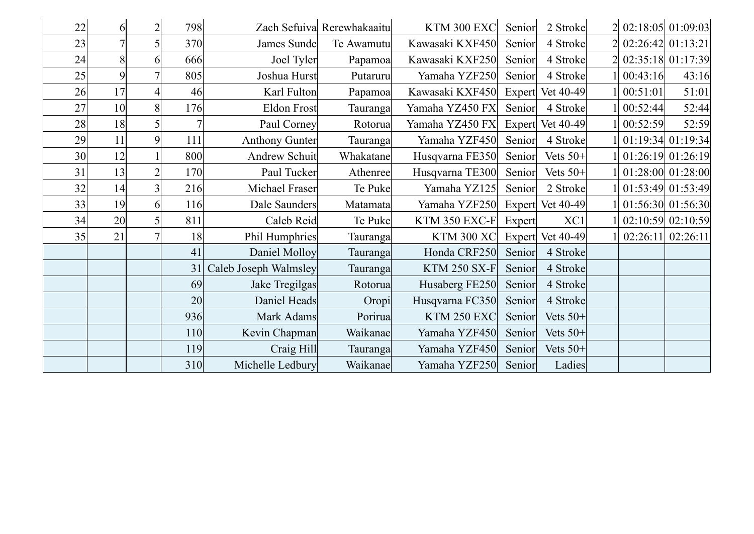| | | | | | | | | | | | |
|---|---|---|---|---|---|---|---|---|---|---|---|
| 22 | 6 | 2 | 798 | Zach Sefuiva | Rerewhakaaitu | KTM 300 EXC | Senior | 2 Stroke | 2 | 02:18:05 | 01:09:03 |
| 23 | 7 | 5 | 370 | James Sunde | Te Awamutu | Kawasaki KXF450 | Senior | 4 Stroke | 2 | 02:26:42 | 01:13:21 |
| 24 | 8 | 6 | 666 | Joel Tyler | Papamoa | Kawasaki KXF250 | Senior | 4 Stroke | 2 | 02:35:18 | 01:17:39 |
| 25 | 9 | 7 | 805 | Joshua Hurst | Putaruru | Yamaha YZF250 | Senior | 4 Stroke | 1 | 00:43:16 | 43:16 |
| 26 | 17 | 4 | 46 | Karl Fulton | Papamoa | Kawasaki KXF450 | Expert | Vet 40-49 | 1 | 00:51:01 | 51:01 |
| 27 | 10 | 8 | 176 | Eldon Frost | Tauranga | Yamaha YZ450 FX | Senior | 4 Stroke | 1 | 00:52:44 | 52:44 |
| 28 | 18 | 5 | 7 | Paul Corney | Rotorua | Yamaha YZ450 FX | Expert | Vet 40-49 | 1 | 00:52:59 | 52:59 |
| 29 | 11 | 9 | 111 | Anthony Gunter | Tauranga | Yamaha YZF450 | Senior | 4 Stroke | 1 | 01:19:34 | 01:19:34 |
| 30 | 12 | 1 | 800 | Andrew Schuit | Whakatane | Husqvarna FE350 | Senior | Vets 50+ | 1 | 01:26:19 | 01:26:19 |
| 31 | 13 | 2 | 170 | Paul Tucker | Athenree | Husqvarna TE300 | Senior | Vets 50+ | 1 | 01:28:00 | 01:28:00 |
| 32 | 14 | 3 | 216 | Michael Fraser | Te Puke | Yamaha YZ125 | Senior | 2 Stroke | 1 | 01:53:49 | 01:53:49 |
| 33 | 19 | 6 | 116 | Dale Saunders | Matamata | Yamaha YZF250 | Expert | Vet 40-49 | 1 | 01:56:30 | 01:56:30 |
| 34 | 20 | 5 | 811 | Caleb Reid | Te Puke | KTM 350 EXC-F | Expert | XC1 | 1 | 02:10:59 | 02:10:59 |
| 35 | 21 | 7 | 18 | Phil Humphries | Tauranga | KTM 300 XC | Expert | Vet 40-49 | 1 | 02:26:11 | 02:26:11 |
| | | | 41 | Daniel Molloy | Tauranga | Honda CRF250 | Senior | 4 Stroke | | | |
| | | | 31 | Caleb Joseph Walmsley | Tauranga | KTM 250 SX-F | Senior | 4 Stroke | | | |
| | | | 69 | Jake Tregilgas | Rotorua | Husaberg FE250 | Senior | 4 Stroke | | | |
| | | | 20 | Daniel Heads | Oropi | Husqvarna FC350 | Senior | 4 Stroke | | | |
| | | | 936 | Mark Adams | Porirua | KTM 250 EXC | Senior | Vets 50+ | | | |
| | | | 110 | Kevin Chapman | Waikanae | Yamaha YZF450 | Senior | Vets 50+ | | | |
| | | | 119 | Craig Hill | Tauranga | Yamaha YZF450 | Senior | Vets 50+ | | | |
| | | | 310 | Michelle Ledbury | Waikanae | Yamaha YZF250 | Senior | Ladies | | | |